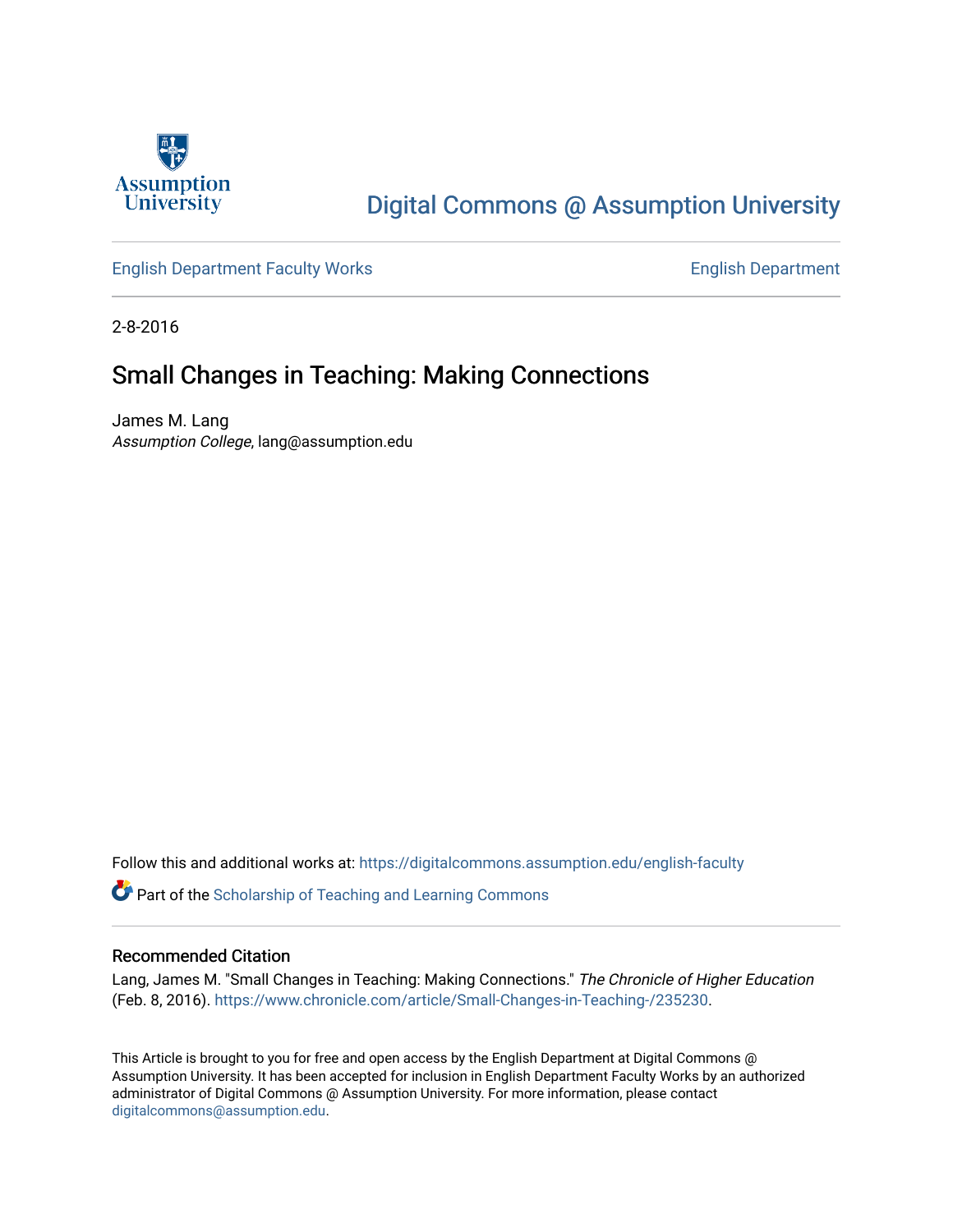Digital Commons @ Assumption University

English Department Faculty Works

English Department

2-8-2016

# Small Changes in Teaching: Making Connections

James M. Lang
*Assumption College*, lang@assumption.edu

Follow this and additional works at: https://digitalcommons.assumption.edu/english-faculty

Part of the Scholarship of Teaching and Learning Commons

## Recommended Citation

Lang, James M. "Small Changes in Teaching: Making Connections." *The Chronicle of Higher Education* (Feb. 8, 2016). https://www.chronicle.com/article/Small-Changes-in-Teaching-/235230.

This Article is brought to you for free and open access by the English Department at Digital Commons @ Assumption University. It has been accepted for inclusion in English Department Faculty Works by an authorized administrator of Digital Commons @ Assumption University. For more information, please contact digitalcommons@assumption.edu.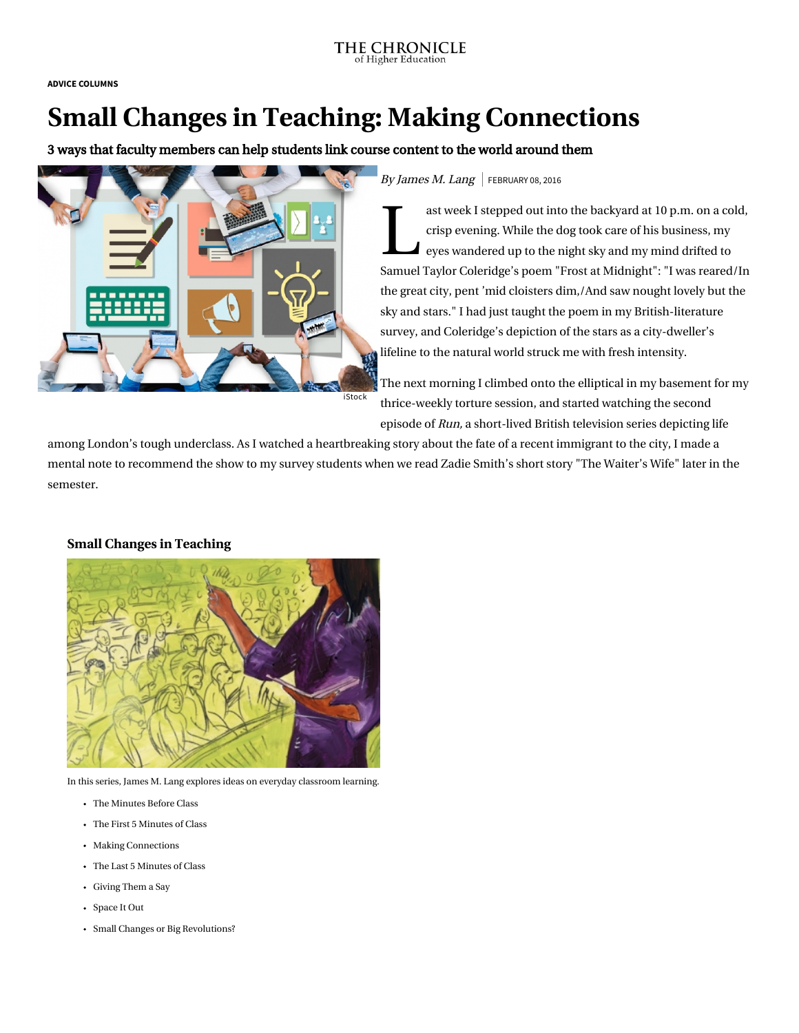THE CHRONICLE
of Higher Education

ADVICE COLUMNS

# Small Changes in Teaching: Making Connections

### 3 ways that faculty members can help students link course content to the world around them

iStock

*By James M. Lang* | FEBRUARY 08, 2016

Last week I stepped out into the backyard at 10 p.m. on a cold, crisp evening. While the dog took care of his business, my eyes wandered up to the night sky and my mind drifted to Samuel Taylor Coleridge's poem "Frost at Midnight": "I was reared/In the great city, pent 'mid cloisters dim,/And saw nought lovely but the sky and stars." I had just taught the poem in my British-literature survey, and Coleridge's depiction of the stars as a city-dweller's lifeline to the natural world struck me with fresh intensity.

The next morning I climbed onto the elliptical in my basement for my thrice-weekly torture session, and started watching the second episode of *Run,* a short-lived British television series depicting life among London's tough underclass. As I watched a heartbreaking story about the fate of a recent immigrant to the city, I made a mental note to recommend the show to my survey students when we read Zadie Smith's short story "The Waiter's Wife" later in the semester.

**Small Changes in Teaching**

In this series, James M. Lang explores ideas on everyday classroom learning.

- The Minutes Before Class
- The First 5 Minutes of Class
- Making Connections
- The Last 5 Minutes of Class
- Giving Them a Say
- Space It Out
- Small Changes or Big Revolutions?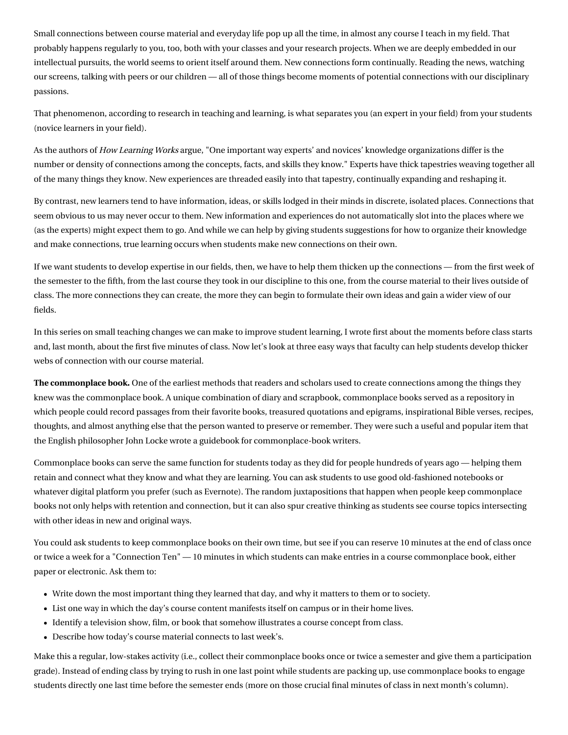Small connections between course material and everyday life pop up all the time, in almost any course I teach in my field. That probably happens regularly to you, too, both with your classes and your research projects. When we are deeply embedded in our intellectual pursuits, the world seems to orient itself around them. New connections form continually. Reading the news, watching our screens, talking with peers or our children — all of those things become moments of potential connections with our disciplinary passions.

That phenomenon, according to research in teaching and learning, is what separates you (an expert in your field) from your students (novice learners in your field).

As the authors of *How Learning Works* argue, "One important way experts' and novices' knowledge organizations differ is the number or density of connections among the concepts, facts, and skills they know." Experts have thick tapestries weaving together all of the many things they know. New experiences are threaded easily into that tapestry, continually expanding and reshaping it.

By contrast, new learners tend to have information, ideas, or skills lodged in their minds in discrete, isolated places. Connections that seem obvious to us may never occur to them. New information and experiences do not automatically slot into the places where we (as the experts) might expect them to go. And while we can help by giving students suggestions for how to organize their knowledge and make connections, true learning occurs when students make new connections on their own.

If we want students to develop expertise in our fields, then, we have to help them thicken up the connections — from the first week of the semester to the fifth, from the last course they took in our discipline to this one, from the course material to their lives outside of class. The more connections they can create, the more they can begin to formulate their own ideas and gain a wider view of our fields.

In this series on small teaching changes we can make to improve student learning, I wrote first about the moments before class starts and, last month, about the first five minutes of class. Now let's look at three easy ways that faculty can help students develop thicker webs of connection with our course material.

**The commonplace book.** One of the earliest methods that readers and scholars used to create connections among the things they knew was the commonplace book. A unique combination of diary and scrapbook, commonplace books served as a repository in which people could record passages from their favorite books, treasured quotations and epigrams, inspirational Bible verses, recipes, thoughts, and almost anything else that the person wanted to preserve or remember. They were such a useful and popular item that the English philosopher John Locke wrote a guidebook for commonplace-book writers.

Commonplace books can serve the same function for students today as they did for people hundreds of years ago — helping them retain and connect what they know and what they are learning. You can ask students to use good old-fashioned notebooks or whatever digital platform you prefer (such as Evernote). The random juxtapositions that happen when people keep commonplace books not only helps with retention and connection, but it can also spur creative thinking as students see course topics intersecting with other ideas in new and original ways.

You could ask students to keep commonplace books on their own time, but see if you can reserve 10 minutes at the end of class once or twice a week for a "Connection Ten" — 10 minutes in which students can make entries in a course commonplace book, either paper or electronic. Ask them to:

- Write down the most important thing they learned that day, and why it matters to them or to society.
- List one way in which the day's course content manifests itself on campus or in their home lives.
- Identify a television show, film, or book that somehow illustrates a course concept from class.
- Describe how today's course material connects to last week's.

Make this a regular, low-stakes activity (i.e., collect their commonplace books once or twice a semester and give them a participation grade). Instead of ending class by trying to rush in one last point while students are packing up, use commonplace books to engage students directly one last time before the semester ends (more on those crucial final minutes of class in next month's column).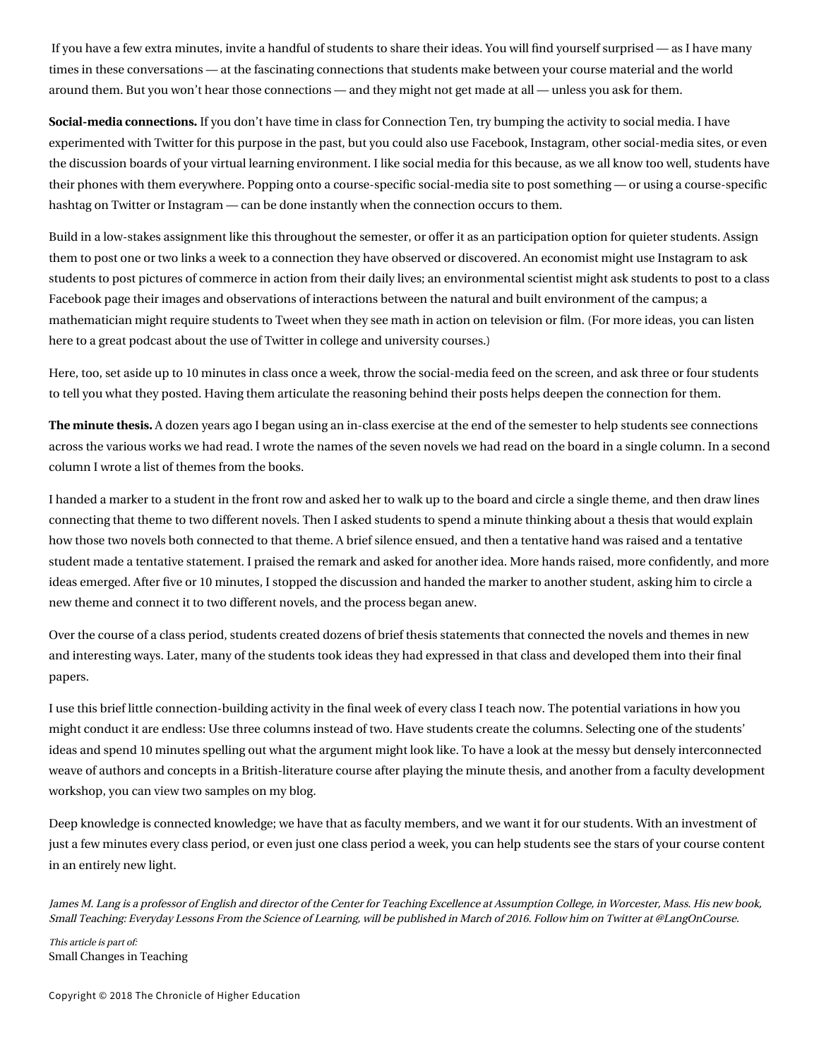If you have a few extra minutes, invite a handful of students to share their ideas. You will find yourself surprised — as I have many times in these conversations — at the fascinating connections that students make between your course material and the world around them. But you won't hear those connections — and they might not get made at all — unless you ask for them.

**Social-media connections.** If you don't have time in class for Connection Ten, try bumping the activity to social media. I have experimented with Twitter for this purpose in the past, but you could also use Facebook, Instagram, other social-media sites, or even the discussion boards of your virtual learning environment. I like social media for this because, as we all know too well, students have their phones with them everywhere. Popping onto a course-specific social-media site to post something — or using a course-specific hashtag on Twitter or Instagram — can be done instantly when the connection occurs to them.

Build in a low-stakes assignment like this throughout the semester, or offer it as an participation option for quieter students. Assign them to post one or two links a week to a connection they have observed or discovered. An economist might use Instagram to ask students to post pictures of commerce in action from their daily lives; an environmental scientist might ask students to post to a class Facebook page their images and observations of interactions between the natural and built environment of the campus; a mathematician might require students to Tweet when they see math in action on television or film. (For more ideas, you can listen here to a great podcast about the use of Twitter in college and university courses.)

Here, too, set aside up to 10 minutes in class once a week, throw the social-media feed on the screen, and ask three or four students to tell you what they posted. Having them articulate the reasoning behind their posts helps deepen the connection for them.

**The minute thesis.** A dozen years ago I began using an in-class exercise at the end of the semester to help students see connections across the various works we had read. I wrote the names of the seven novels we had read on the board in a single column. In a second column I wrote a list of themes from the books.

I handed a marker to a student in the front row and asked her to walk up to the board and circle a single theme, and then draw lines connecting that theme to two different novels. Then I asked students to spend a minute thinking about a thesis that would explain how those two novels both connected to that theme. A brief silence ensued, and then a tentative hand was raised and a tentative student made a tentative statement. I praised the remark and asked for another idea. More hands raised, more confidently, and more ideas emerged. After five or 10 minutes, I stopped the discussion and handed the marker to another student, asking him to circle a new theme and connect it to two different novels, and the process began anew.

Over the course of a class period, students created dozens of brief thesis statements that connected the novels and themes in new and interesting ways. Later, many of the students took ideas they had expressed in that class and developed them into their final papers.

I use this brief little connection-building activity in the final week of every class I teach now. The potential variations in how you might conduct it are endless: Use three columns instead of two. Have students create the columns. Selecting one of the students' ideas and spend 10 minutes spelling out what the argument might look like. To have a look at the messy but densely interconnected weave of authors and concepts in a British-literature course after playing the minute thesis, and another from a faculty development workshop, you can view two samples on my blog.

Deep knowledge is connected knowledge; we have that as faculty members, and we want it for our students. With an investment of just a few minutes every class period, or even just one class period a week, you can help students see the stars of your course content in an entirely new light.

*James M. Lang is a professor of English and director of the Center for Teaching Excellence at Assumption College, in Worcester, Mass. His new book, Small Teaching: Everyday Lessons From the Science of Learning, will be published in March of 2016. Follow him on Twitter at @LangOnCourse.*

*This article is part of:*
Small Changes in Teaching

Copyright © 2018 The Chronicle of Higher Education